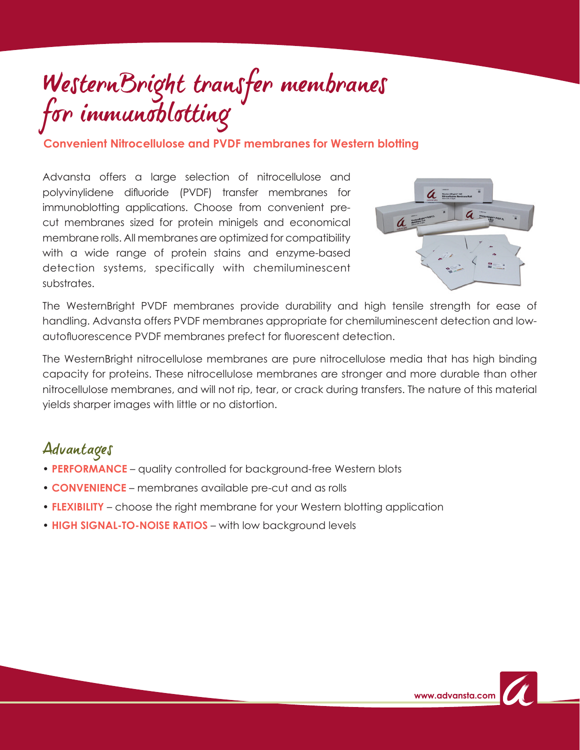# WesternBright transfer membranes for immunoblotting

**Convenient Nitrocellulose and PVDF membranes for Western blotting**

Advansta offers a large selection of nitrocellulose and polyvinylidene difluoride (PVDF) transfer membranes for immunoblotting applications. Choose from convenient pre-cut membranes sized for protein minigels and economical membrane rolls. All membranes are optimized for compatibility with a wide range of protein stains and enzyme-based detection systems, specifically with chemiluminescent substrates.

The WesternBright PVDF membranes provide durability and high tensile strength for ease of handling. Advansta offers PVDF membranes appropriate for chemiluminescent detection and low-autofluorescence PVDF membranes prefect for fluorescent detection.

The WesternBright nitrocellulose membranes are pure nitrocellulose media that has high binding capacity for proteins. These nitrocellulose membranes are stronger and more durable than other nitrocellulose membranes, and will not rip, tear, or crack during transfers. The nature of this material yields sharper images with little or no distortion.

## Advantages

- **PERFORMANCE** – quality controlled for background-free Western blots
- **CONVENIENCE** – membranes available pre-cut and as rolls
- **FLEXIBILITY** – choose the right membrane for your Western blotting application
- **HIGH SIGNAL-TO-NOISE RATIOS** – with low background levels

www.advansta.com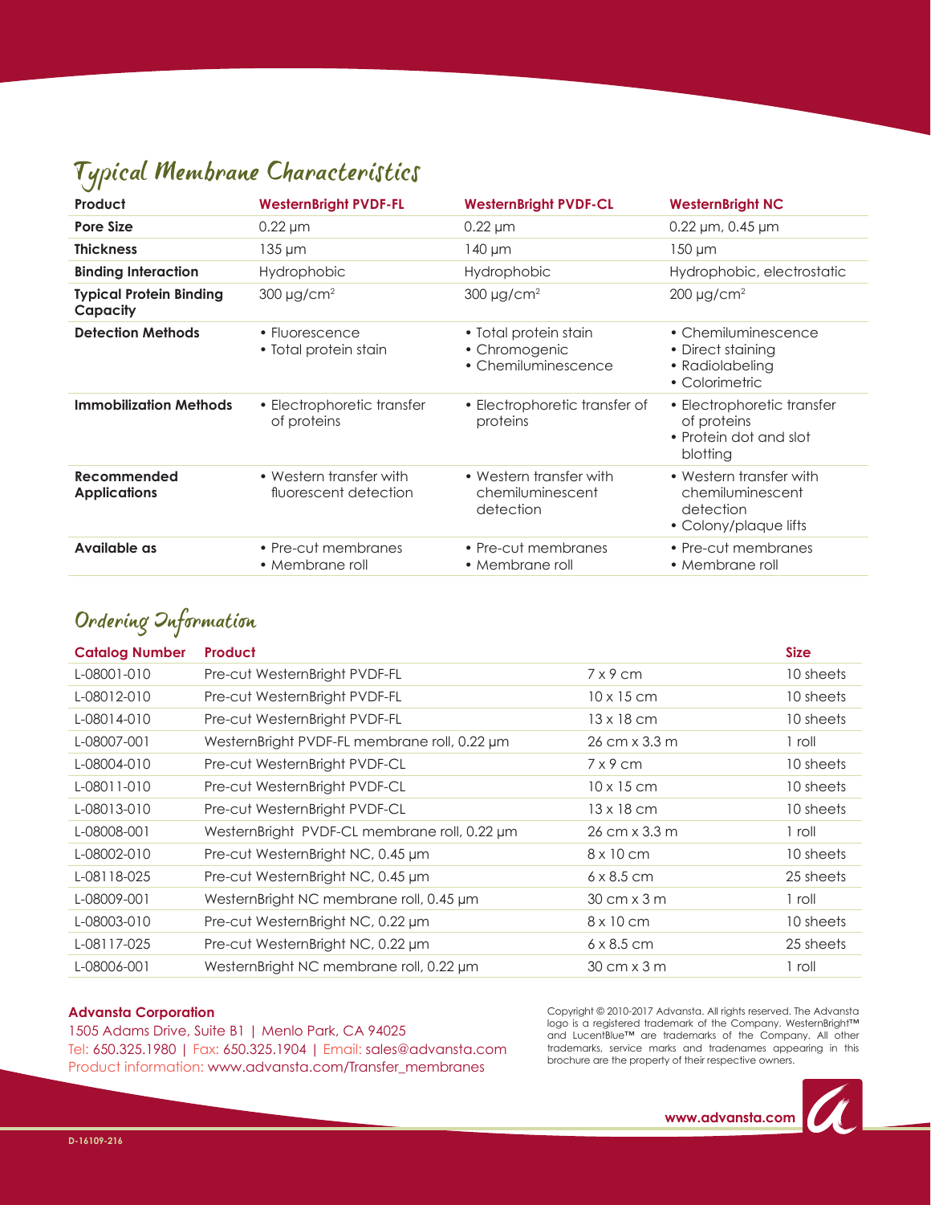## Typical Membrane Characteristics

| Product | WesternBright PVDF-FL | WesternBright PVDF-CL | WesternBright NC |
|---|---|---|---|
| **Pore Size** | 0.22 µm | 0.22 µm | 0.22 µm, 0.45 µm |
| **Thickness** | 135 µm | 140 µm | 150 µm |
| **Binding Interaction** | Hydrophobic | Hydrophobic | Hydrophobic, electrostatic |
| **Typical Protein Binding Capacity** | 300 µg/cm$^2$ | 300 µg/cm$^2$ | 200 µg/cm$^2$ |
| **Detection Methods** | • Fluorescence<br>• Total protein stain | • Total protein stain<br>• Chromogenic<br>• Chemiluminescence | • Chemiluminescence<br>• Direct staining<br>• Radiolabeling<br>• Colorimetric |
| **Immobilization Methods** | • Electrophoretic transfer of proteins | • Electrophoretic transfer of proteins | • Electrophoretic transfer of proteins<br>• Protein dot and slot blotting |
| **Recommended Applications** | • Western transfer with fluorescent detection | • Western transfer with chemiluminescent detection | • Western transfer with chemiluminescent detection<br>• Colony/plaque lifts |
| **Available as** | • Pre-cut membranes<br>• Membrane roll | • Pre-cut membranes<br>• Membrane roll | • Pre-cut membranes<br>• Membrane roll |

## Ordering Information

| Catalog Number | Product | | Size |
|---|---|---|---|
| L-08001-010 | Pre-cut WesternBright PVDF-FL | 7 x 9 cm | 10 sheets |
| L-08012-010 | Pre-cut WesternBright PVDF-FL | 10 x 15 cm | 10 sheets |
| L-08014-010 | Pre-cut WesternBright PVDF-FL | 13 x 18 cm | 10 sheets |
| L-08007-001 | WesternBright PVDF-FL membrane roll, 0.22 µm | 26 cm x 3.3 m | 1 roll |
| L-08004-010 | Pre-cut WesternBright PVDF-CL | 7 x 9 cm | 10 sheets |
| L-08011-010 | Pre-cut WesternBright PVDF-CL | 10 x 15 cm | 10 sheets |
| L-08013-010 | Pre-cut WesternBright PVDF-CL | 13 x 18 cm | 10 sheets |
| L-08008-001 | WesternBright PVDF-CL membrane roll, 0.22 µm | 26 cm x 3.3 m | 1 roll |
| L-08002-010 | Pre-cut WesternBright NC, 0.45 µm | 8 x 10 cm | 10 sheets |
| L-08118-025 | Pre-cut WesternBright NC, 0.45 µm | 6 x 8.5 cm | 25 sheets |
| L-08009-001 | WesternBright NC membrane roll, 0.45 µm | 30 cm x 3 m | 1 roll |
| L-08003-010 | Pre-cut WesternBright NC, 0.22 µm | 8 x 10 cm | 10 sheets |
| L-08117-025 | Pre-cut WesternBright NC, 0.22 µm | 6 x 8.5 cm | 25 sheets |
| L-08006-001 | WesternBright NC membrane roll, 0.22 µm | 30 cm x 3 m | 1 roll |

**Advansta Corporation**
1505 Adams Drive, Suite B1 | Menlo Park, CA 94025
Tel: 650.325.1980 | Fax: 650.325.1904 | Email: sales@advansta.com
Product information: www.advansta.com/Transfer_membranes

Copyright © 2010-2017 Advansta. All rights reserved. The Advansta logo is a registered trademark of the Company. WesternBright™ and LucentBlue™ are trademarks of the Company. All other trademarks, service marks and tradenames appearing in this brochure are the property of their respective owners.

www.advansta.com

D-16109-216